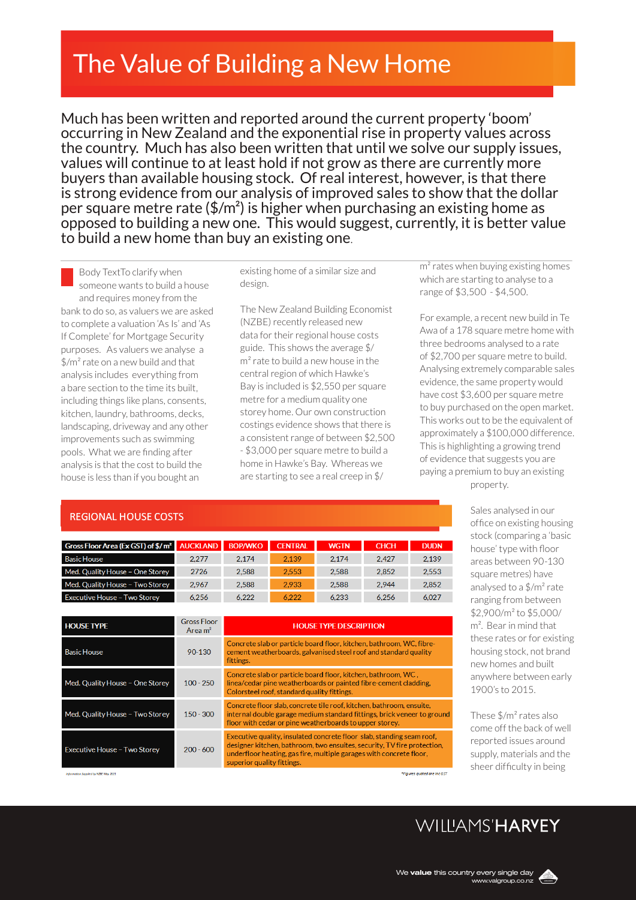# The Value of Building a New Home

Much has been written and reported around the current property 'boom' occurring in New Zealand and the exponential rise in property values across the country. Much has also been written that until we solve our supply issues, values will continue to at least hold if not grow as there are currently more buyers than available housing stock. Of real interest, however, is that there is strong evidence from our analysis of improved sales to show that the dollar per square metre rate ($/m²) is higher when purchasing an existing home as opposed to building a new one. This would suggest, currently, it is better value to build a new home than buy an existing one.

Body TextTo clarify when someone wants to build a house and requires money from the bank to do so, as valuers we are asked to complete a valuation 'As Is' and 'As If Complete' for Mortgage Security purposes. As valuers we analyse a $/m² rate on a new build and that analysis includes everything from a bare section to the time its built, including things like plans, consents, kitchen, laundry, bathrooms, decks, landscaping, driveway and any other improvements such as swimming pools. What we are finding after analysis is that the cost to build the house is less than if you bought an existing home of a similar size and design.

The New Zealand Building Economist (NZBE) recently released new data for their regional house costs guide. This shows the average $/m² rate to build a new house in the central region of which Hawke's Bay is included is $2,550 per square metre for a medium quality one storey home. Our own construction costings evidence shows that there is a consistent range of between $2,500 - $3,000 per square metre to build a home in Hawke's Bay. Whereas we are starting to see a real creep in $/m² rates when buying existing homes which are starting to analyse to a range of $3,500 - $4,500.

For example, a recent new build in Te Awa of a 178 square metre home with three bedrooms analysed to a rate of $2,700 per square metre to build. Analysing extremely comparable sales evidence, the same property would have cost $3,600 per square metre to buy purchased on the open market. This works out to be the equivalent of approximately a $100,000 difference. This is highlighting a growing trend of evidence that suggests you are paying a premium to buy an existing property.

Sales analysed in our office on existing housing stock (comparing a 'basic house' type with floor areas between 90-130 square metres) have analysed to a $/m² rate ranging from between $2,900/m² to $5,000/m². Bear in mind that these rates or for existing housing stock, not brand new homes and built anywhere between early 1900's to 2015.

These $/m² rates also come off the back of well reported issues around supply, materials and the sheer difficulty in being

## REGIONAL HOUSE COSTS

| Gross Floor Area (Ex GST) of $/m² | AUCKLAND | BOP/WKO | CENTRAL | WGTN | CHCH | DUDN |
|---|---|---|---|---|---|---|
| Basic House | 2,277 | 2,174 | 2,139 | 2,174 | 2,427 | 2,139 |
| Med. Quality House - One Storey | 2726 | 2,588 | 2,553 | 2,588 | 2,852 | 2,553 |
| Med. Quality House - Two Storey | 2,967 | 2,588 | 2,933 | 2,588 | 2,944 | 2,852 |
| Executive House - Two Storey | 6,256 | 6,222 | 6,222 | 6,233 | 6,256 | 6,027 |

| HOUSE TYPE | Gross Floor Area m² | HOUSE TYPE DESCRIPTION |
|---|---|---|
| Basic House | 90-130 | Concrete slab or particle board floor, kitchen, bathroom, WC, fibre-cement weatherboards, galvanised steel roof and standard quality fittings. |
| Med. Quality House - One Storey | 100 - 250 | Concrete slab or particle board floor, kitchen, bathroom, WC , linea/cedar pine weatherboards or painted fibre-cement cladding, Colorsteel roof, standard quality fittings. |
| Med. Quality House - Two Storey | 150 - 300 | Concrete floor slab, concrete tile roof, kitchen, bathroom, ensuite, internal double garage medium standard fittings, brick veneer to ground floor with cedar or pine weatherboards to upper storey. |
| Executive House - Two Storey | 200 - 600 | Executive quality, insulated concrete floor slab, standing seam roof, designer kitchen, bathroom, two ensuites, security, TV fire protection, underfloor heating, gas fire, multiple garages with concrete floor, superior quality fittings. |

Information Supplied by NZBE May 2021

*Figures quoted are inc GST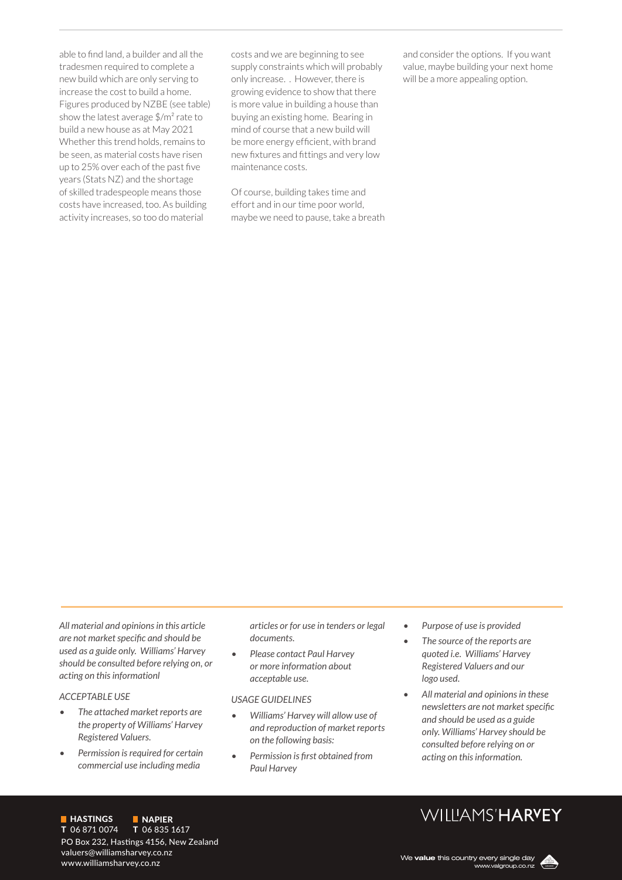able to find land, a builder and all the tradesmen required to complete a new build which are only serving to increase the cost to build a home. Figures produced by NZBE (see table) show the latest average $/m² rate to build a new house as at May 2021 Whether this trend holds, remains to be seen, as material costs have risen up to 25% over each of the past five years (Stats NZ) and the shortage of skilled tradespeople means those costs have increased, too. As building activity increases, so too do material costs and we are beginning to see supply constraints which will probably only increase. . However, there is growing evidence to show that there is more value in building a house than buying an existing home. Bearing in mind of course that a new build will be more energy efficient, with brand new fixtures and fittings and very low maintenance costs.

Of course, building takes time and effort and in our time poor world, maybe we need to pause, take a breath and consider the options. If you want value, maybe building your next home will be a more appealing option.

*All material and opinions in this article are not market specific and should be used as a guide only. Williams' Harvey should be consulted before relying on, or acting on this informationl*

*ACCEPTABLE USE*

- *The attached market reports are the property of Williams' Harvey Registered Valuers.*
- *Permission is required for certain commercial use including media articles or for use in tenders or legal documents.*
- *Please contact Paul Harvey or more information about acceptable use.*

*USAGE GUIDELINES*

- *Williams' Harvey will allow use of and reproduction of market reports on the following basis:*
- *Permission is first obtained from Paul Harvey*
- *Purpose of use is provided*
- *The source of the reports are quoted i.e. Williams' Harvey Registered Valuers and our logo used.*
- *All material and opinions in these newsletters are not market specific and should be used as a guide only. Williams' Harvey should be consulted before relying on or acting on this information.*

**HASTINGS** **T** 06 871 0074
**NAPIER** **T** 06 835 1617
PO Box 232, Hastings 4156, New Zealand
valuers@williamsharvey.co.nz
www.williamsharvey.co.nz

WILLIAMS'HARVEY

We **value** this country every single day
www.valgroup.co.nz